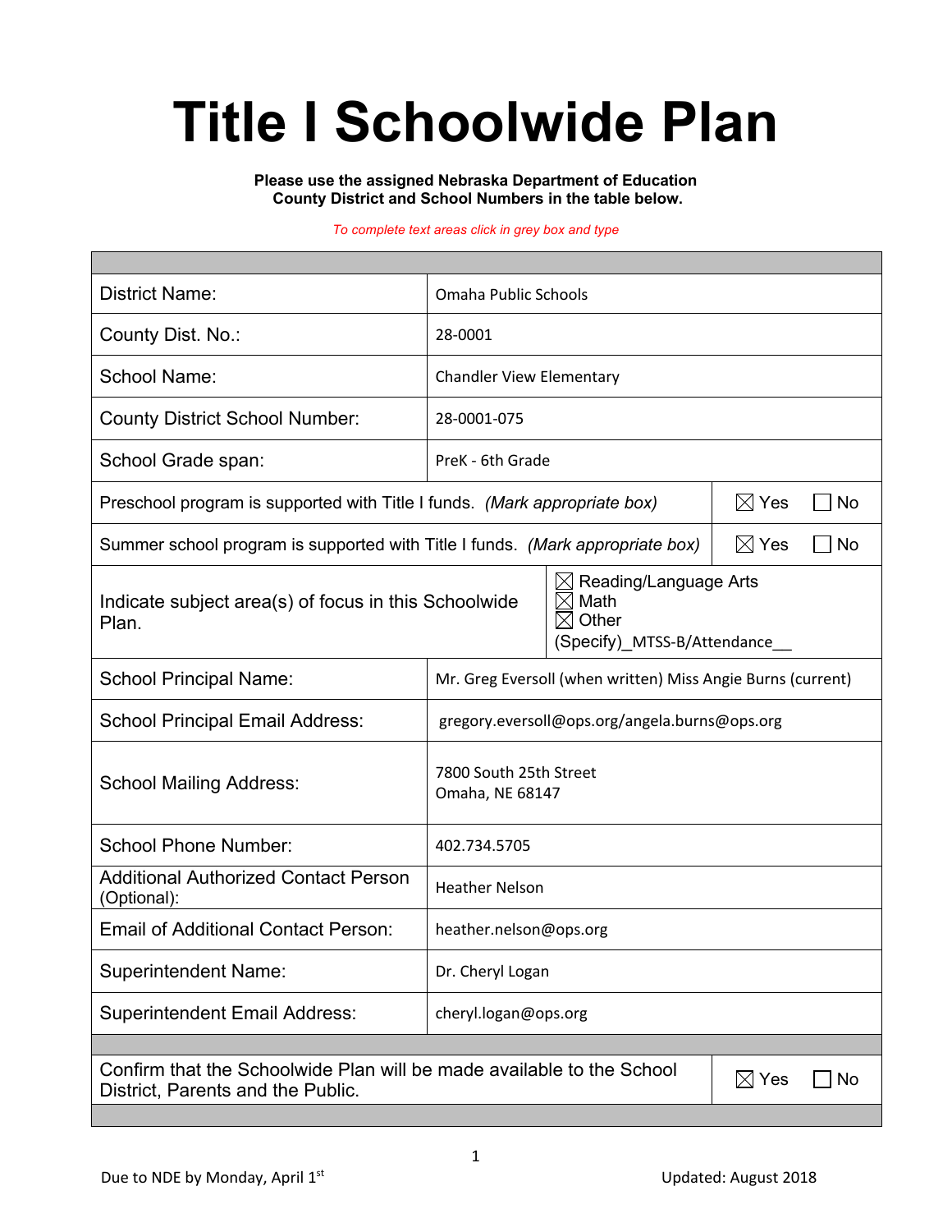# Title I Schoolwide Plan

**Please use the assigned Nebraska Department of Education County District and School Numbers in the table below.**

*To complete text areas click in grey box and type*

| | |
|---|---|
| District Name: | Omaha Public Schools |
| County Dist. No.: | 28-0001 |
| School Name: | Chandler View Elementary |
| County District School Number: | 28-0001-075 |
| School Grade span: | PreK - 6th Grade |
| Preschool program is supported with Title I funds. *(Mark appropriate box)* | ☒ Yes ☐ No |
| Summer school program is supported with Title I funds. *(Mark appropriate box)* | ☒ Yes ☐ No |
| Indicate subject area(s) of focus in this Schoolwide Plan. | ☒ Reading/Language Arts<br>☒ Math<br>☒ Other (Specify)_MTSS-B/Attendance__ |
| School Principal Name: | Mr. Greg Eversoll (when written) Miss Angie Burns (current) |
| School Principal Email Address: | gregory.eversoll@ops.org/angela.burns@ops.org |
| School Mailing Address: | 7800 South 25th Street<br>Omaha, NE 68147 |
| School Phone Number: | 402.734.5705 |
| Additional Authorized Contact Person (Optional): | Heather Nelson |
| Email of Additional Contact Person: | heather.nelson@ops.org |
| Superintendent Name: | Dr. Cheryl Logan |
| Superintendent Email Address: | cheryl.logan@ops.org |
| Confirm that the Schoolwide Plan will be made available to the School District, Parents and the Public. | ☒ Yes ☐ No |

Due to NDE by Monday, April 1st

Updated: August 2018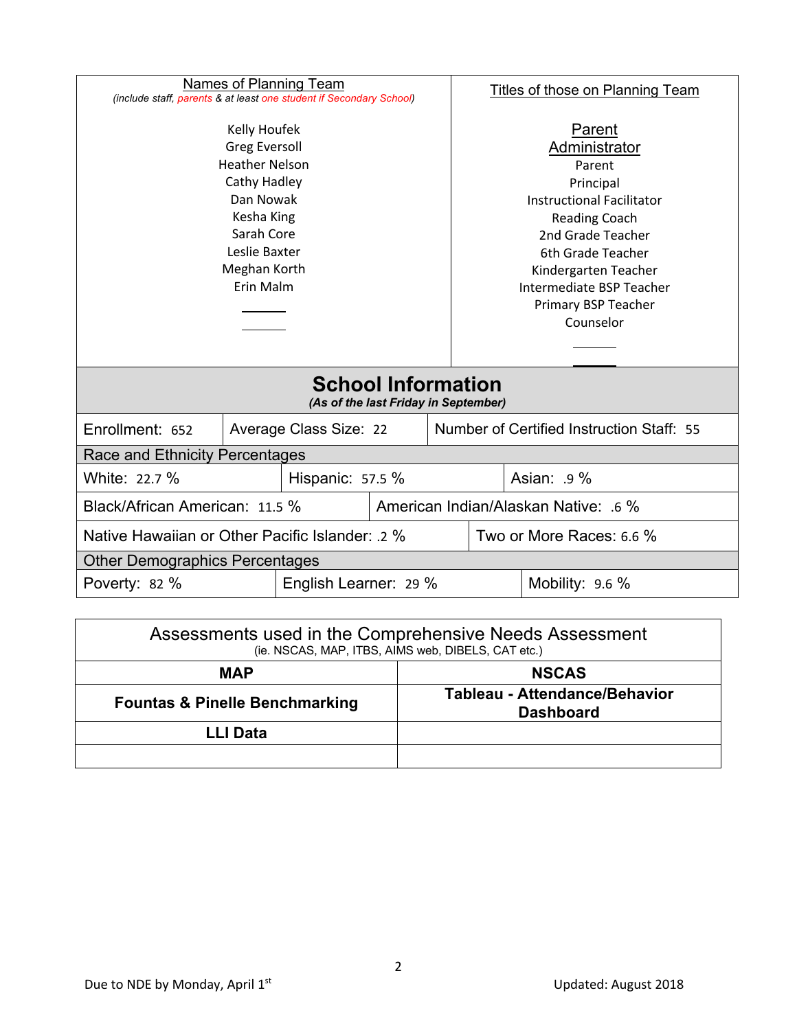| Names of Planning Team<br>*(include staff, parents & at least one student if Secondary School)* | Titles of those on Planning Team |
|---|---|
| Kelly Houfek | Parent |
| Greg Eversoll | Administrator |
| Heather Nelson | Parent |
| Cathy Hadley | Principal |
| Dan Nowak | Instructional Facilitator |
| Kesha King | Reading Coach |
| Sarah Core | 2nd Grade Teacher |
| Leslie Baxter | 6th Grade Teacher |
| Meghan Korth | Kindergarten Teacher |
| Erin Malm | Intermediate BSP Teacher |
| | Primary BSP Teacher |
| | Counselor |

## School Information

*(As of the last Friday in September)*

| Enrollment: 652 | Average Class Size: 22 | Number of Certified Instruction Staff: 55 |
|---|---|---|

**Race and Ethnicity Percentages**

| | | |
|---|---|---|
| White: 22.7 % | Hispanic: 57.5 % | Asian: .9 % |
| Black/African American: 11.5 % | American Indian/Alaskan Native: .6 % | |
| Native Hawaiian or Other Pacific Islander: .2 % | Two or More Races: 6.6 % | |

**Other Demographics Percentages**

| Poverty: 82 % | English Learner: 29 % | Mobility: 9.6 % |
|---|---|---|

| Assessments used in the Comprehensive Needs Assessment<br>(ie. NSCAS, MAP, ITBS, AIMS web, DIBELS, CAT etc.) | |
|---|---|
| **MAP** | **NSCAS** |
| **Fountas & Pinelle Benchmarking** | **Tableau - Attendance/Behavior Dashboard** |
| **LLI Data** | |
| | |

Due to NDE by Monday, April 1st

Updated: August 2018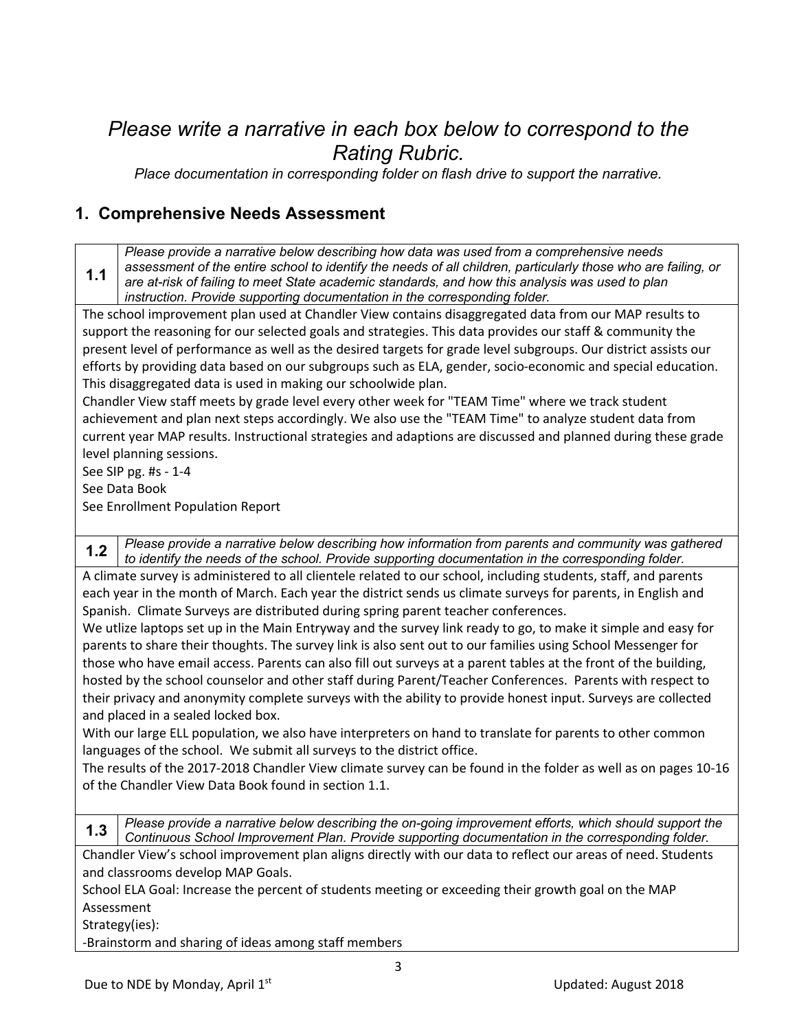*Please write a narrative in each box below to correspond to the Rating Rubric.*

*Place documentation in corresponding folder on flash drive to support the narrative.*

## 1. Comprehensive Needs Assessment

**1.1** *Please provide a narrative below describing how data was used from a comprehensive needs assessment of the entire school to identify the needs of all children, particularly those who are failing, or are at-risk of failing to meet State academic standards, and how this analysis was used to plan instruction. Provide supporting documentation in the corresponding folder.*

The school improvement plan used at Chandler View contains disaggregated data from our MAP results to support the reasoning for our selected goals and strategies. This data provides our staff & community the present level of performance as well as the desired targets for grade level subgroups. Our district assists our efforts by providing data based on our subgroups such as ELA, gender, socio-economic and special education. This disaggregated data is used in making our schoolwide plan.

Chandler View staff meets by grade level every other week for "TEAM Time" where we track student achievement and plan next steps accordingly. We also use the "TEAM Time" to analyze student data from current year MAP results. Instructional strategies and adaptions are discussed and planned during these grade level planning sessions.

See SIP pg. #s - 1-4

See Data Book

See Enrollment Population Report

**1.2** *Please provide a narrative below describing how information from parents and community was gathered to identify the needs of the school. Provide supporting documentation in the corresponding folder.*

A climate survey is administered to all clientele related to our school, including students, staff, and parents each year in the month of March. Each year the district sends us climate surveys for parents, in English and Spanish. Climate Surveys are distributed during spring parent teacher conferences.

We utlize laptops set up in the Main Entryway and the survey link ready to go, to make it simple and easy for parents to share their thoughts. The survey link is also sent out to our families using School Messenger for those who have email access. Parents can also fill out surveys at a parent tables at the front of the building, hosted by the school counselor and other staff during Parent/Teacher Conferences. Parents with respect to their privacy and anonymity complete surveys with the ability to provide honest input. Surveys are collected and placed in a sealed locked box.

With our large ELL population, we also have interpreters on hand to translate for parents to other common languages of the school. We submit all surveys to the district office.

The results of the 2017-2018 Chandler View climate survey can be found in the folder as well as on pages 10-16 of the Chandler View Data Book found in section 1.1.

**1.3** *Please provide a narrative below describing the on-going improvement efforts, which should support the Continuous School Improvement Plan. Provide supporting documentation in the corresponding folder.*

Chandler View's school improvement plan aligns directly with our data to reflect our areas of need. Students and classrooms develop MAP Goals.

School ELA Goal: Increase the percent of students meeting or exceeding their growth goal on the MAP Assessment

Strategy(ies):

-Brainstorm and sharing of ideas among staff members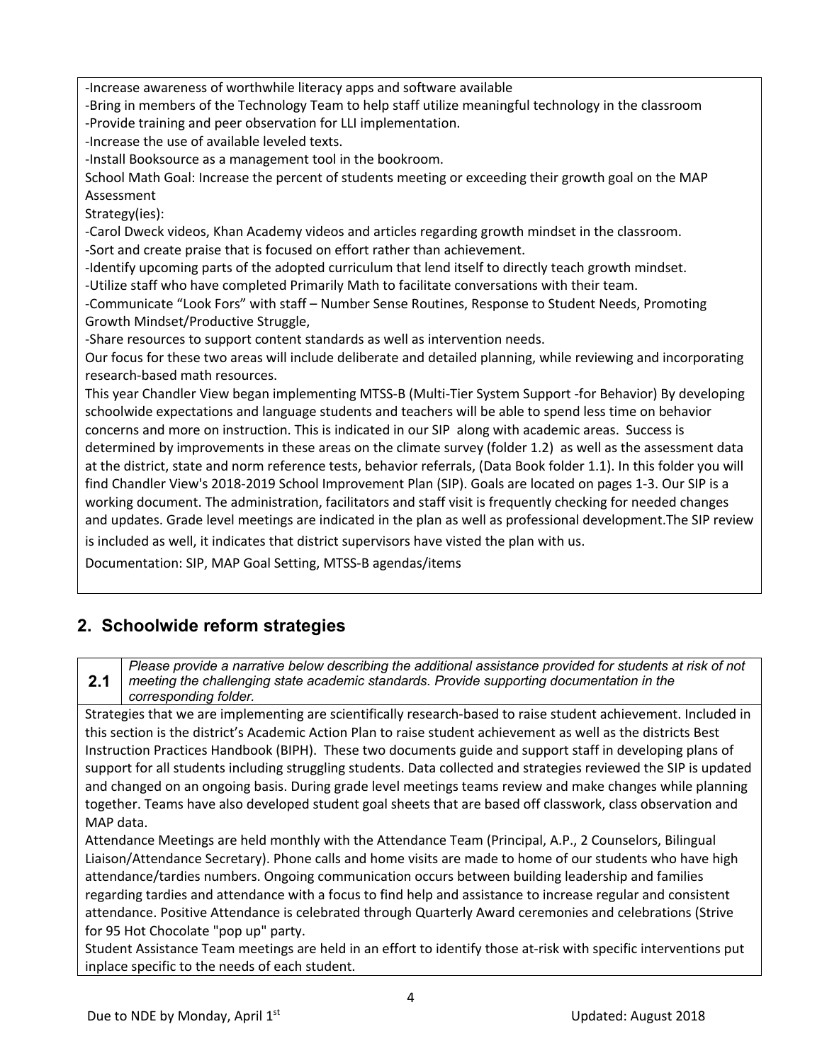-Increase awareness of worthwhile literacy apps and software available
-Bring in members of the Technology Team to help staff utilize meaningful technology in the classroom
-Provide training and peer observation for LLI implementation.
-Increase the use of available leveled texts.
-Install Booksource as a management tool in the bookroom.
School Math Goal: Increase the percent of students meeting or exceeding their growth goal on the MAP Assessment
Strategy(ies):
-Carol Dweck videos, Khan Academy videos and articles regarding growth mindset in the classroom.
-Sort and create praise that is focused on effort rather than achievement.
-Identify upcoming parts of the adopted curriculum that lend itself to directly teach growth mindset.
-Utilize staff who have completed Primarily Math to facilitate conversations with their team.
-Communicate "Look Fors" with staff – Number Sense Routines, Response to Student Needs, Promoting Growth Mindset/Productive Struggle,
-Share resources to support content standards as well as intervention needs.
Our focus for these two areas will include deliberate and detailed planning, while reviewing and incorporating research-based math resources.
This year Chandler View began implementing MTSS-B (Multi-Tier System Support -for Behavior) By developing schoolwide expectations and language students and teachers will be able to spend less time on behavior concerns and more on instruction. This is indicated in our SIP along with academic areas. Success is determined by improvements in these areas on the climate survey (folder 1.2) as well as the assessment data at the district, state and norm reference tests, behavior referrals, (Data Book folder 1.1). In this folder you will find Chandler View's 2018-2019 School Improvement Plan (SIP). Goals are located on pages 1-3. Our SIP is a working document. The administration, facilitators and staff visit is frequently checking for needed changes and updates. Grade level meetings are indicated in the plan as well as professional development.The SIP review is included as well, it indicates that district supervisors have visted the plan with us.
Documentation: SIP, MAP Goal Setting, MTSS-B agendas/items

## 2. Schoolwide reform strategies

**2.1** *Please provide a narrative below describing the additional assistance provided for students at risk of not meeting the challenging state academic standards. Provide supporting documentation in the corresponding folder.*

Strategies that we are implementing are scientifically research-based to raise student achievement. Included in this section is the district's Academic Action Plan to raise student achievement as well as the districts Best Instruction Practices Handbook (BIPH). These two documents guide and support staff in developing plans of support for all students including struggling students. Data collected and strategies reviewed the SIP is updated and changed on an ongoing basis. During grade level meetings teams review and make changes while planning together. Teams have also developed student goal sheets that are based off classwork, class observation and MAP data.
Attendance Meetings are held monthly with the Attendance Team (Principal, A.P., 2 Counselors, Bilingual Liaison/Attendance Secretary). Phone calls and home visits are made to home of our students who have high attendance/tardies numbers. Ongoing communication occurs between building leadership and families regarding tardies and attendance with a focus to find help and assistance to increase regular and consistent attendance. Positive Attendance is celebrated through Quarterly Award ceremonies and celebrations (Strive for 95 Hot Chocolate "pop up" party.
Student Assistance Team meetings are held in an effort to identify those at-risk with specific interventions put inplace specific to the needs of each student.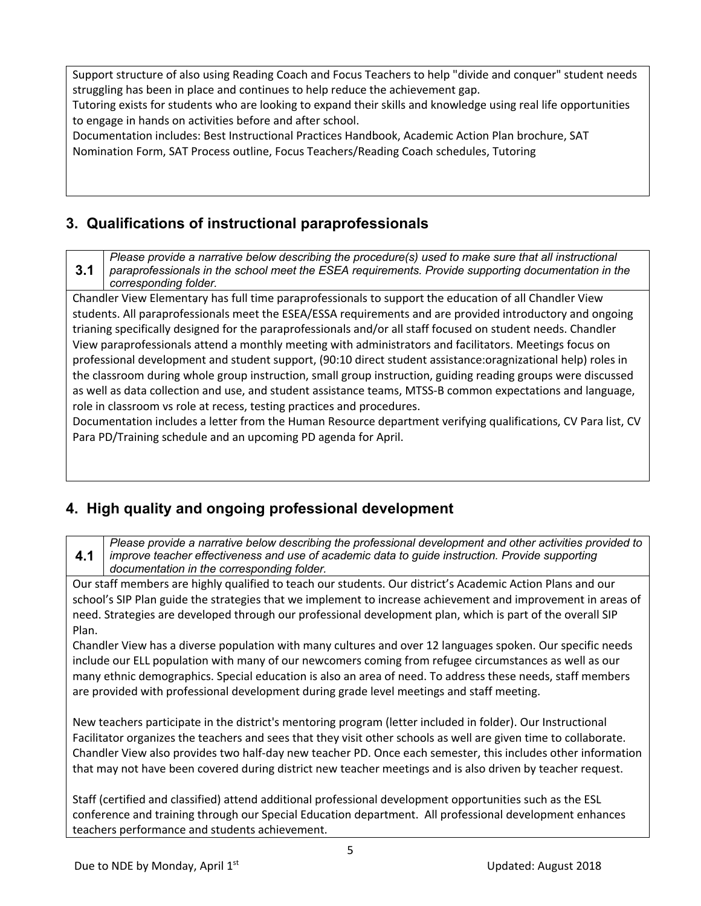Support structure of also using Reading Coach and Focus Teachers to help "divide and conquer" student needs struggling has been in place and continues to help reduce the achievement gap.
Tutoring exists for students who are looking to expand their skills and knowledge using real life opportunities to engage in hands on activities before and after school.
Documentation includes: Best Instructional Practices Handbook, Academic Action Plan brochure, SAT Nomination Form, SAT Process outline, Focus Teachers/Reading Coach schedules, Tutoring

## 3. Qualifications of instructional paraprofessionals

| 3.1 | *Please provide a narrative below describing the procedure(s) used to make sure that all instructional paraprofessionals in the school meet the ESEA requirements. Provide supporting documentation in the corresponding folder.* |
|---|---|

Chandler View Elementary has full time paraprofessionals to support the education of all Chandler View students. All paraprofessionals meet the ESEA/ESSA requirements and are provided introductory and ongoing trianing specifically designed for the paraprofessionals and/or all staff focused on student needs. Chandler View paraprofessionals attend a monthly meeting with administrators and facilitators. Meetings focus on professional development and student support, (90:10 direct student assistance:oraganizational help) roles in the classroom during whole group instruction, small group instruction, guiding reading groups were discussed as well as data collection and use, and student assistance teams, MTSS-B common expectations and language, role in classroom vs role at recess, testing practices and procedures.
Documentation includes a letter from the Human Resource department verifying qualifications, CV Para list, CV Para PD/Training schedule and an upcoming PD agenda for April.

## 4. High quality and ongoing professional development

| 4.1 | *Please provide a narrative below describing the professional development and other activities provided to improve teacher effectiveness and use of academic data to guide instruction. Provide supporting documentation in the corresponding folder.* |
|---|---|

Our staff members are highly qualified to teach our students. Our district's Academic Action Plans and our school's SIP Plan guide the strategies that we implement to increase achievement and improvement in areas of need. Strategies are developed through our professional development plan, which is part of the overall SIP Plan.
Chandler View has a diverse population with many cultures and over 12 languages spoken. Our specific needs include our ELL population with many of our newcomers coming from refugee circumstances as well as our many ethnic demographics. Special education is also an area of need. To address these needs, staff members are provided with professional development during grade level meetings and staff meeting.

New teachers participate in the district's mentoring program (letter included in folder). Our Instructional Facilitator organizes the teachers and sees that they visit other schools as well are given time to collaborate. Chandler View also provides two half-day new teacher PD. Once each semester, this includes other information that may not have been covered during district new teacher meetings and is also driven by teacher request.

Staff (certified and classified) attend additional professional development opportunities such as the ESL conference and training through our Special Education department. All professional development enhances teachers performance and students achievement.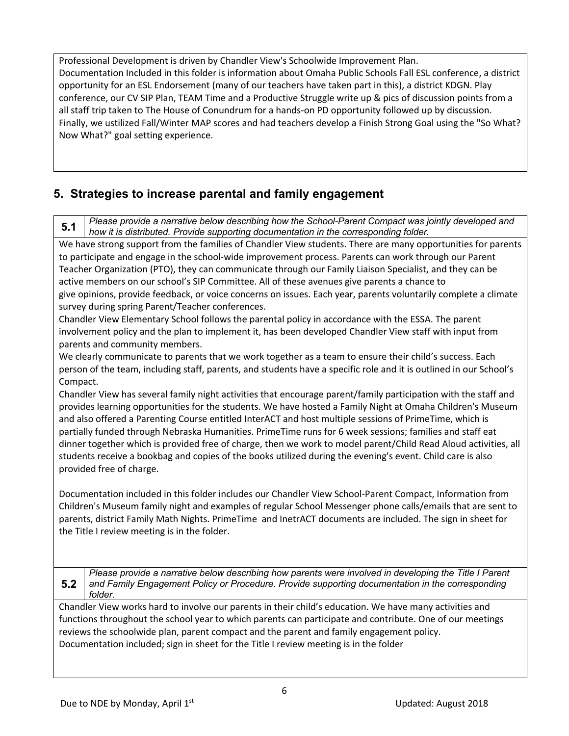Professional Development is driven by Chandler View's Schoolwide Improvement Plan.
Documentation Included in this folder is information about Omaha Public Schools Fall ESL conference, a district opportunity for an ESL Endorsement (many of our teachers have taken part in this), a district KDGN. Play conference, our CV SIP Plan, TEAM Time and a Productive Struggle write up & pics of discussion points from a all staff trip taken to The House of Conundrum for a hands-on PD opportunity followed up by discussion. Finally, we ustilized Fall/Winter MAP scores and had teachers develop a Finish Strong Goal using the "So What? Now What?" goal setting experience.

## 5. Strategies to increase parental and family engagement

**5.1** *Please provide a narrative below describing how the School-Parent Compact was jointly developed and how it is distributed. Provide supporting documentation in the corresponding folder.*

We have strong support from the families of Chandler View students. There are many opportunities for parents to participate and engage in the school-wide improvement process. Parents can work through our Parent Teacher Organization (PTO), they can communicate through our Family Liaison Specialist, and they can be active members on our school's SIP Committee. All of these avenues give parents a chance to give opinions, provide feedback, or voice concerns on issues. Each year, parents voluntarily complete a climate survey during spring Parent/Teacher conferences.
Chandler View Elementary School follows the parental policy in accordance with the ESSA. The parent involvement policy and the plan to implement it, has been developed Chandler View staff with input from parents and community members.
We clearly communicate to parents that we work together as a team to ensure their child's success. Each person of the team, including staff, parents, and students have a specific role and it is outlined in our School's Compact.
Chandler View has several family night activities that encourage parent/family participation with the staff and provides learning opportunities for the students. We have hosted a Family Night at Omaha Children's Museum and also offered a Parenting Course entitled InterACT and host multiple sessions of PrimeTime, which is partially funded through Nebraska Humanities. PrimeTime runs for 6 week sessions; families and staff eat dinner together which is provided free of charge, then we work to model parent/Child Read Aloud activities, all students receive a bookbag and copies of the books utilized during the evening's event. Child care is also provided free of charge.

Documentation included in this folder includes our Chandler View School-Parent Compact, Information from Children's Museum family night and examples of regular School Messenger phone calls/emails that are sent to parents, district Family Math Nights. PrimeTime and InetrACT documents are included. The sign in sheet for the Title I review meeting is in the folder.

**5.2** *Please provide a narrative below describing how parents were involved in developing the Title I Parent and Family Engagement Policy or Procedure. Provide supporting documentation in the corresponding folder.*

Chandler View works hard to involve our parents in their child's education. We have many activities and functions throughout the school year to which parents can participate and contribute. One of our meetings reviews the schoolwide plan, parent compact and the parent and family engagement policy.
Documentation included; sign in sheet for the Title I review meeting is in the folder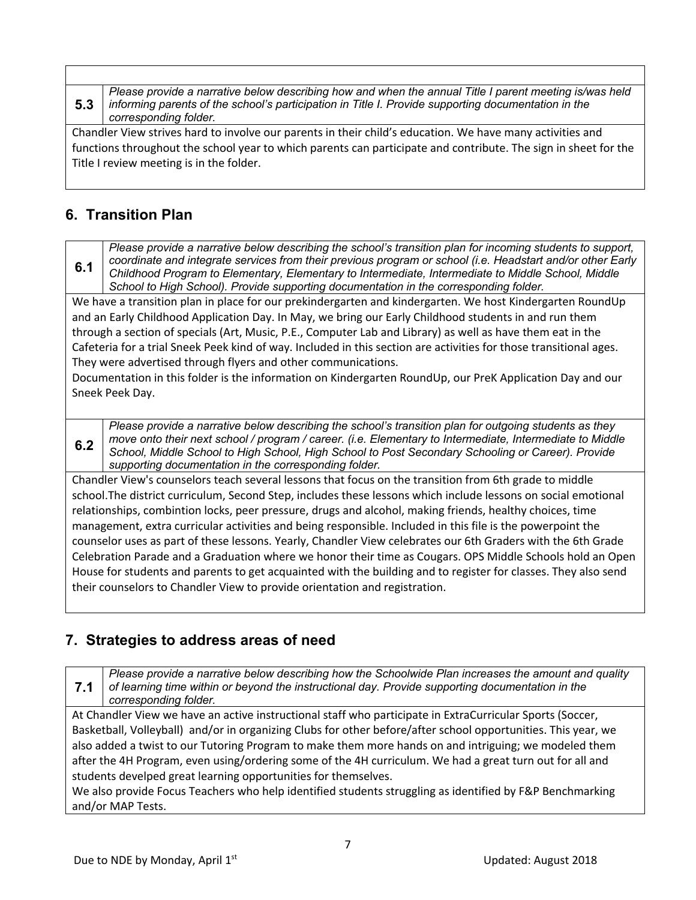| 5.3 | *Please provide a narrative below describing how and when the annual Title I parent meeting is/was held informing parents of the school's participation in Title I. Provide supporting documentation in the corresponding folder.* |
|---|---|

Chandler View strives hard to involve our parents in their child's education. We have many activities and functions throughout the school year to which parents can participate and contribute. The sign in sheet for the Title I review meeting is in the folder.

## 6. Transition Plan

| 6.1 | *Please provide a narrative below describing the school's transition plan for incoming students to support, coordinate and integrate services from their previous program or school (i.e. Headstart and/or other Early Childhood Program to Elementary, Elementary to Intermediate, Intermediate to Middle School, Middle School to High School). Provide supporting documentation in the corresponding folder.* |
|---|---|

We have a transition plan in place for our prekindergarten and kindergarten. We host Kindergarten RoundUp and an Early Childhood Application Day. In May, we bring our Early Childhood students in and run them through a section of specials (Art, Music, P.E., Computer Lab and Library) as well as have them eat in the Cafeteria for a trial Sneek Peek kind of way. Included in this section are activities for those transitional ages. They were advertised through flyers and other communications.

Documentation in this folder is the information on Kindergarten RoundUp, our PreK Application Day and our Sneek Peek Day.

| 6.2 | *Please provide a narrative below describing the school's transition plan for outgoing students as they move onto their next school / program / career. (i.e. Elementary to Intermediate, Intermediate to Middle School, Middle School to High School, High School to Post Secondary Schooling or Career). Provide supporting documentation in the corresponding folder.* |
|---|---|

Chandler View's counselors teach several lessons that focus on the transition from 6th grade to middle school.The district curriculum, Second Step, includes these lessons which include lessons on social emotional relationships, combintion locks, peer pressure, drugs and alcohol, making friends, healthy choices, time management, extra curricular activities and being responsible. Included in this file is the powerpoint the counselor uses as part of these lessons. Yearly, Chandler View celebrates our 6th Graders with the 6th Grade Celebration Parade and a Graduation where we honor their time as Cougars. OPS Middle Schools hold an Open House for students and parents to get acquainted with the building and to register for classes. They also send their counselors to Chandler View to provide orientation and registration.

## 7. Strategies to address areas of need

| 7.1 | *Please provide a narrative below describing how the Schoolwide Plan increases the amount and quality of learning time within or beyond the instructional day. Provide supporting documentation in the corresponding folder.* |
|---|---|

At Chandler View we have an active instructional staff who participate in ExtraCurricular Sports (Soccer, Basketball, Volleyball) and/or in organizing Clubs for other before/after school opportunities. This year, we also added a twist to our Tutoring Program to make them more hands on and intriguing; we modeled them after the 4H Program, even using/ordering some of the 4H curriculum. We had a great turn out for all and students develped great learning opportunities for themselves.

We also provide Focus Teachers who help identified students struggling as identified by F&P Benchmarking and/or MAP Tests.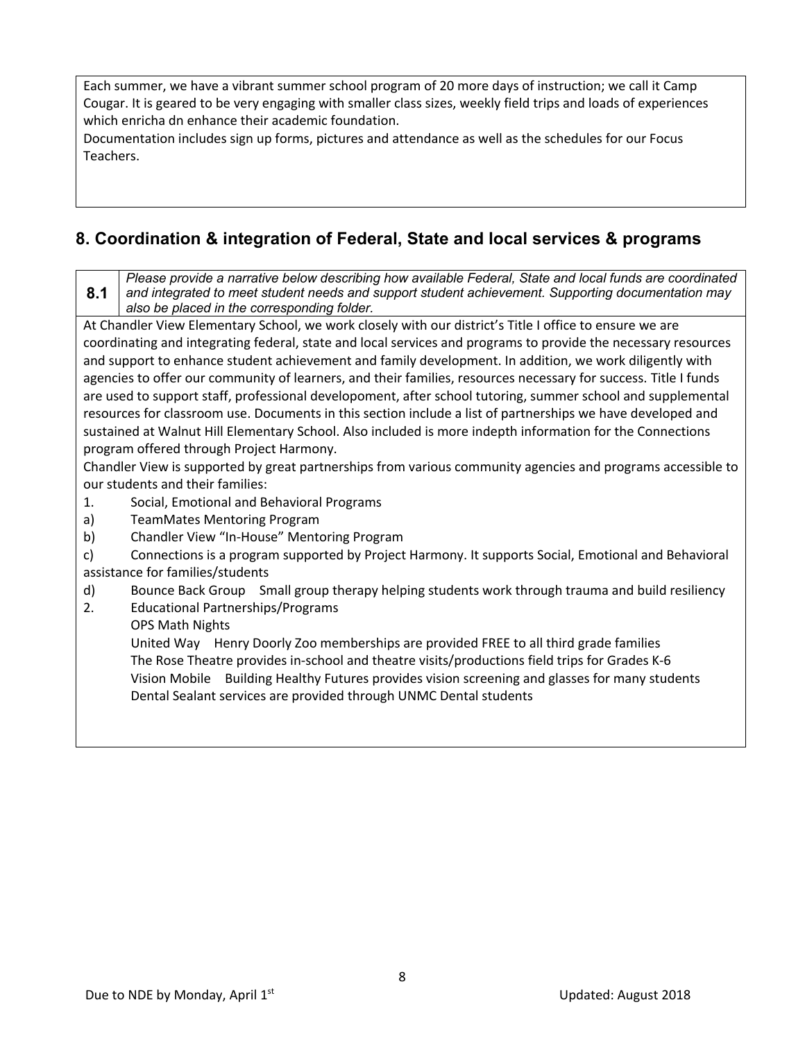Each summer, we have a vibrant summer school program of 20 more days of instruction; we call it Camp Cougar. It is geared to be very engaging with smaller class sizes, weekly field trips and loads of experiences which enricha dn enhance their academic foundation.
Documentation includes sign up forms, pictures and attendance as well as the schedules for our Focus Teachers.

## 8. Coordination & integration of Federal, State and local services & programs

**8.1** *Please provide a narrative below describing how available Federal, State and local funds are coordinated and integrated to meet student needs and support student achievement. Supporting documentation may also be placed in the corresponding folder.*

At Chandler View Elementary School, we work closely with our district's Title I office to ensure we are coordinating and integrating federal, state and local services and programs to provide the necessary resources and support to enhance student achievement and family development. In addition, we work diligently with agencies to offer our community of learners, and their families, resources necessary for success. Title I funds are used to support staff, professional developoment, after school tutoring, summer school and supplemental resources for classroom use. Documents in this section include a list of partnerships we have developed and sustained at Walnut Hill Elementary School. Also included is more indepth information for the Connections program offered through Project Harmony.

Chandler View is supported by great partnerships from various community agencies and programs accessible to our students and their families:

1. Social, Emotional and Behavioral Programs
   a) TeamMates Mentoring Program
   b) Chandler View "In-House" Mentoring Program
   c) Connections is a program supported by Project Harmony. It supports Social, Emotional and Behavioral assistance for families/students
   d) Bounce Back Group Small group therapy helping students work through trauma and build resiliency
2. Educational Partnerships/Programs
   OPS Math Nights
   United Way Henry Doorly Zoo memberships are provided FREE to all third grade families
   The Rose Theatre provides in-school and theatre visits/productions field trips for Grades K-6
   Vision Mobile Building Healthy Futures provides vision screening and glasses for many students
   Dental Sealant services are provided through UNMC Dental students

Due to NDE by Monday, April 1st | Updated: August 2018